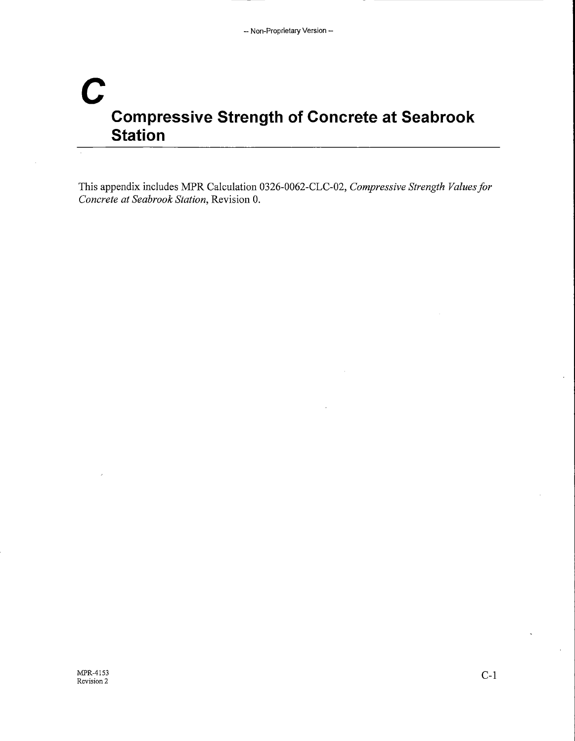# C Compressive Strength of Concrete at Seabrook Station

This appendix includes MPR Calculation 0326-0062-CLC-02, *Compressive Strength Values for Concrete at Seabrook Station*, Revision 0.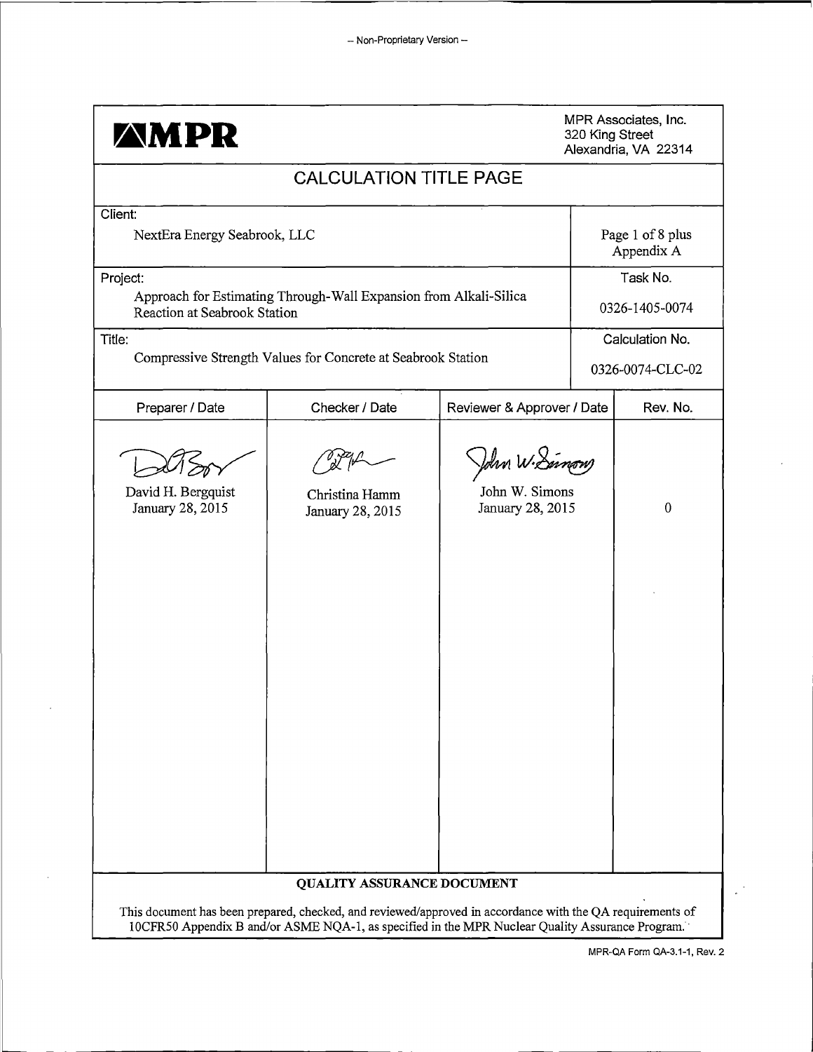-- Non-Proprietary Version --

**MPR**

MPR Associates, Inc.
320 King Street
Alexandria, VA 22314

## CALCULATION TITLE PAGE

| Client: | |
|---|---|
| NextEra Energy Seabrook, LLC | Page 1 of 8 plus Appendix A |
| **Project:** | **Task No.** |
| Approach for Estimating Through-Wall Expansion from Alkali-Silica Reaction at Seabrook Station | 0326-1405-0074 |
| **Title:** | **Calculation No.** |
| Compressive Strength Values for Concrete at Seabrook Station | 0326-0074-CLC-02 |

| Preparer / Date | Checker / Date | Reviewer & Approver / Date | Rev. No. |
|---|---|---|---|
| David H. Bergquist<br>January 28, 2015 | Christina Hamm<br>January 28, 2015 | John W. Simons<br>January 28, 2015 | 0 |

**QUALITY ASSURANCE DOCUMENT**

This document has been prepared, checked, and reviewed/approved in accordance with the QA requirements of 10CFR50 Appendix B and/or ASME NQA-1, as specified in the MPR Nuclear Quality Assurance Program.

MPR-QA Form QA-3.1-1, Rev. 2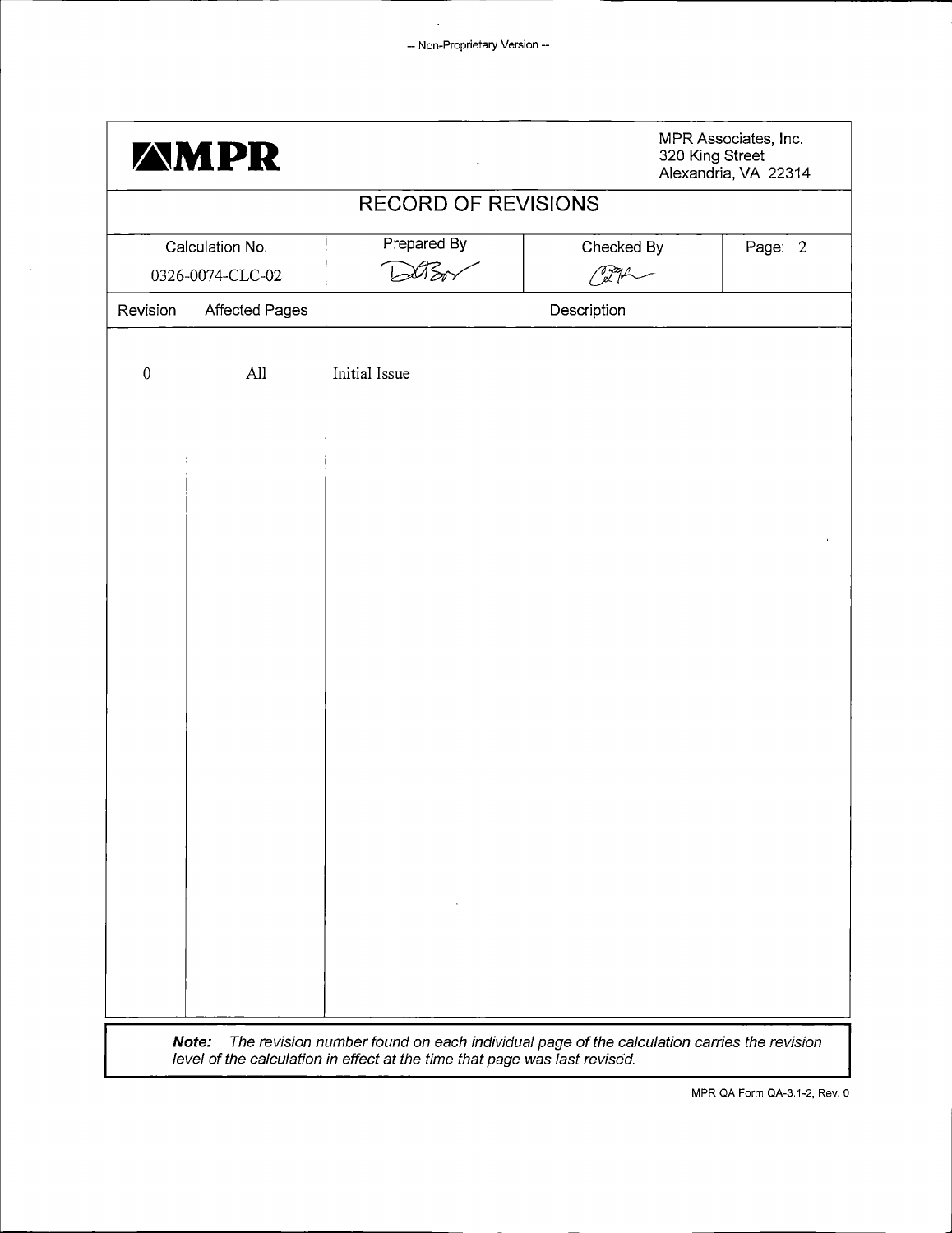-- Non-Proprietary Version --

**MPR**

MPR Associates, Inc.
320 King Street
Alexandria, VA 22314

# RECORD OF REVISIONS

| Calculation No. | Prepared By | Checked By | Page: 2 |
|---|---|---|---|
| 0326-0074-CLC-02 | DAB | CPL | |

| Revision | Affected Pages | Description |
|---|---|---|
| 0 | All | Initial Issue |

***Note:*** *The revision number found on each individual page of the calculation carries the revision level of the calculation in effect at the time that page was last revised.*

MPR QA Form QA-3.1-2, Rev. 0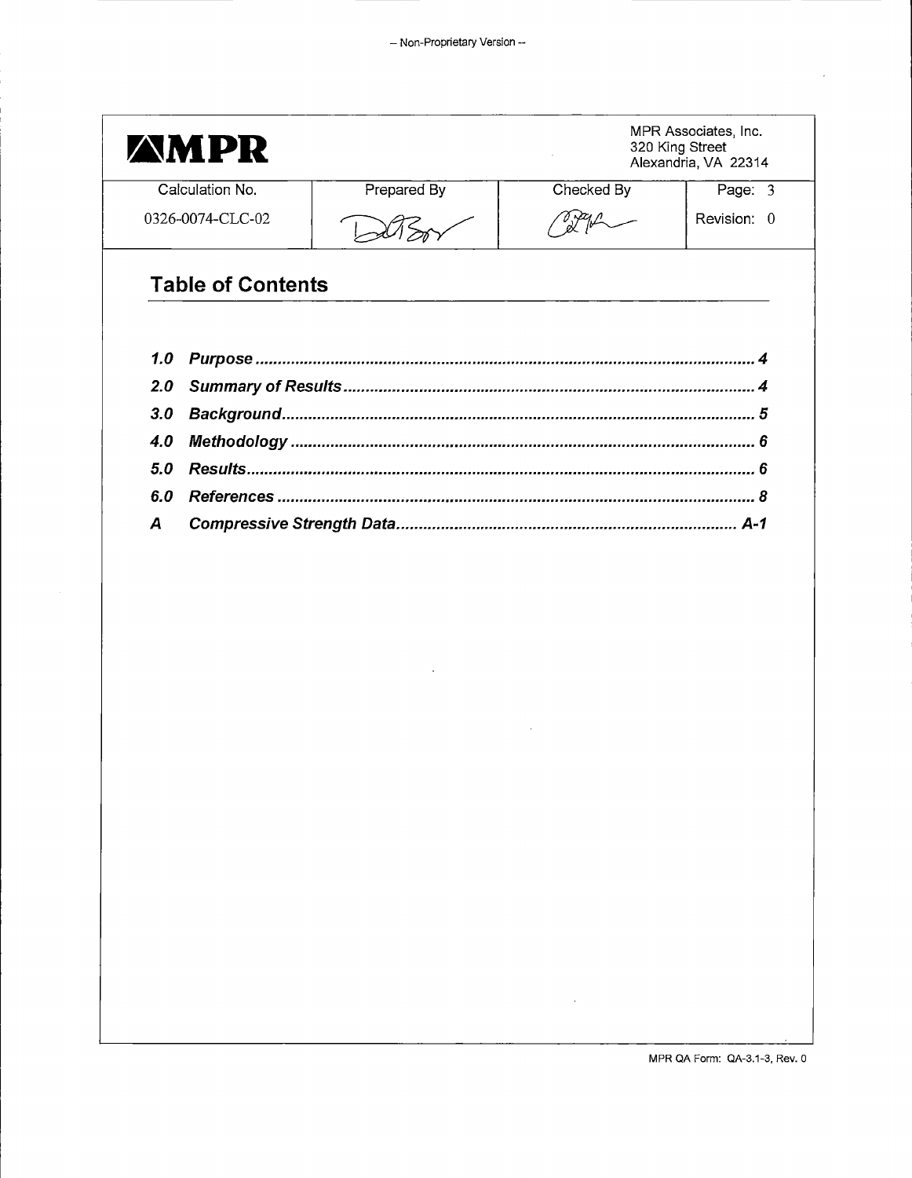– Non-Proprietary Version –

| MPR | | | MPR Associates, Inc.<br>320 King Street<br>Alexandria, VA 22314 |
|---|---|---|---|
| Calculation No. | Prepared By | Checked By | Page: 3 |
| 0326-0074-CLC-02 | | | Revision: 0 |

## Table of Contents

| | | |
|---|---|---|
| ***1.0*** | ***Purpose*** | ***4*** |
| ***2.0*** | ***Summary of Results*** | ***4*** |
| ***3.0*** | ***Background*** | ***5*** |
| ***4.0*** | ***Methodology*** | ***6*** |
| ***5.0*** | ***Results*** | ***6*** |
| ***6.0*** | ***References*** | ***8*** |
| ***A*** | ***Compressive Strength Data*** | ***A-1*** |

MPR QA Form: QA-3.1-3, Rev. 0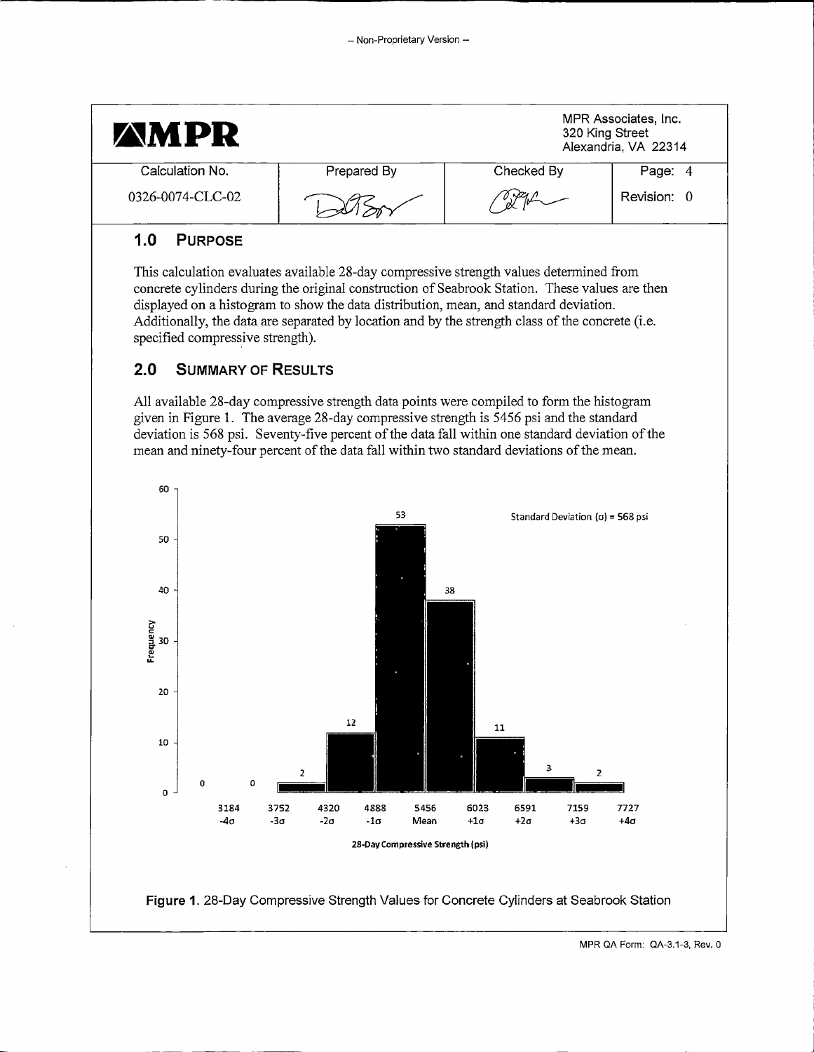| MPR | | | MPR Associates, Inc. 320 King Street Alexandria, VA 22314 |
|---|---|---|---|
| Calculation No. | Prepared By | Checked By | Page: 4 |
| 0326-0074-CLC-02 | | | Revision: 0 |

## 1.0 PURPOSE

This calculation evaluates available 28-day compressive strength values determined from concrete cylinders during the original construction of Seabrook Station. These values are then displayed on a histogram to show the data distribution, mean, and standard deviation. Additionally, the data are separated by location and by the strength class of the concrete (i.e. specified compressive strength).

## 2.0 SUMMARY OF RESULTS

All available 28-day compressive strength data points were compiled to form the histogram given in Figure 1. The average 28-day compressive strength is 5456 psi and the standard deviation is 568 psi. Seventy-five percent of the data fall within one standard deviation of the mean and ninety-four percent of the data fall within two standard deviations of the mean.

| 28-Day Compressive Strength (psi) | Frequency |
|---|---|
| 3184 (-4σ) to 3752 (-3σ) | 0 |
| 3752 (-3σ) to 4320 (-2σ) | 0 |
| 4320 (-2σ) to 4888 (-1σ) | 2 |
| 4888 (-1σ) to 5456 (Mean) | 12 |
| 5456 (Mean) to 6023 (+1σ) | 53 |
| 6023 (+1σ) to 6591 (+2σ) | 38 |
| 6591 (+2σ) to 7159 (+3σ) | 11 |
| 7159 (+3σ) to 7727 (+4σ) | 3 |
| > 7727 (+4σ) | 2 |

Standard Deviation (σ) = 568 psi

**Figure 1.** 28-Day Compressive Strength Values for Concrete Cylinders at Seabrook Station

MPR QA Form: QA-3.1-3, Rev. 0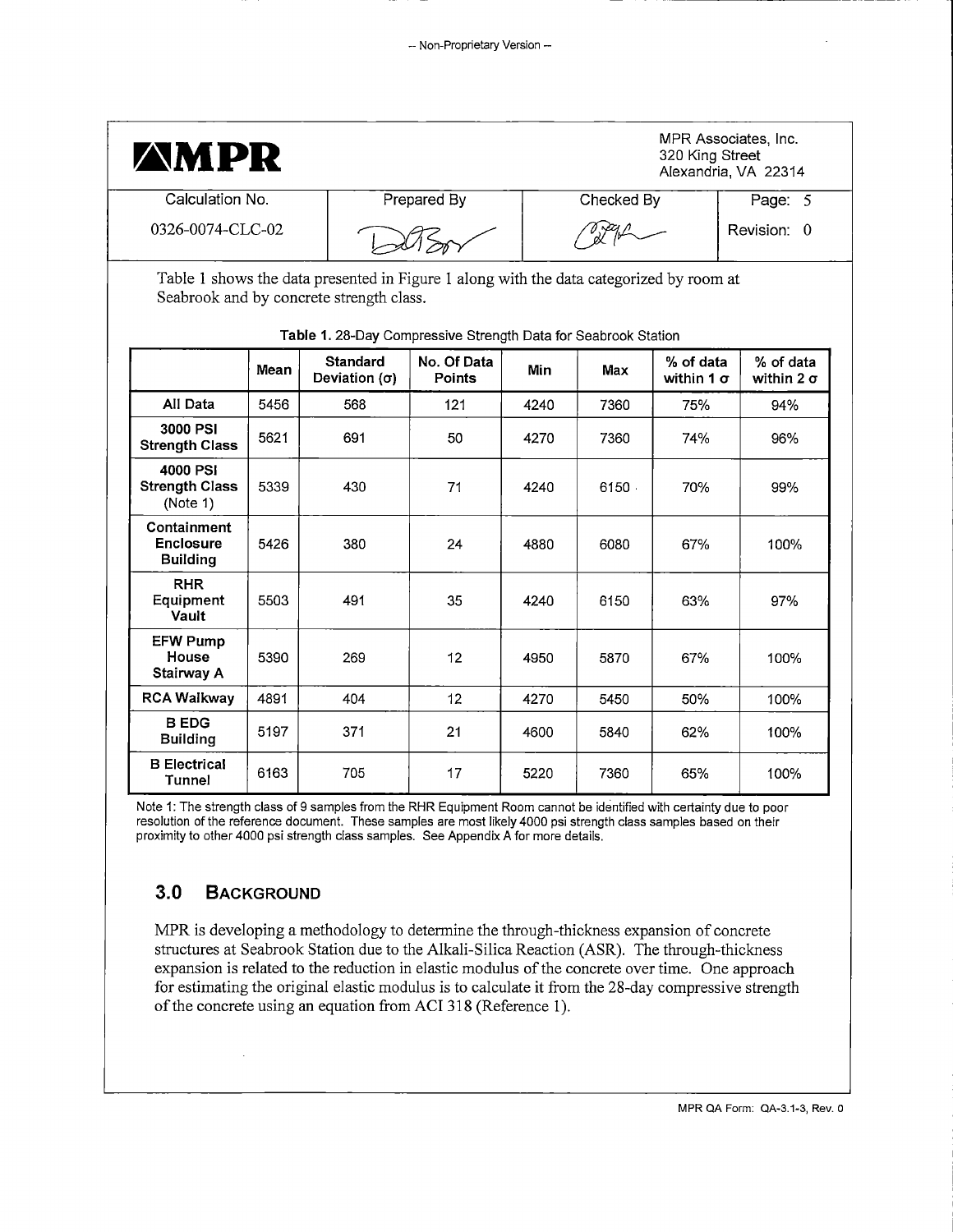| Calculation No. | Prepared By | Checked By | Page: 5 |
| --- | --- | --- | --- |
| 0326-0074-CLC-02 | | | Revision: 0 |

Table 1 shows the data presented in Figure 1 along with the data categorized by room at Seabrook and by concrete strength class.

**Table 1.** 28-Day Compressive Strength Data for Seabrook Station

| | Mean | Standard Deviation (σ) | No. Of Data Points | Min | Max | % of data within 1 σ | % of data within 2 σ |
| --- | --- | --- | --- | --- | --- | --- | --- |
| **All Data** | 5456 | 568 | 121 | 4240 | 7360 | 75% | 94% |
| **3000 PSI Strength Class** | 5621 | 691 | 50 | 4270 | 7360 | 74% | 96% |
| **4000 PSI Strength Class** (Note 1) | 5339 | 430 | 71 | 4240 | 6150 | 70% | 99% |
| **Containment Enclosure Building** | 5426 | 380 | 24 | 4880 | 6080 | 67% | 100% |
| **RHR Equipment Vault** | 5503 | 491 | 35 | 4240 | 6150 | 63% | 97% |
| **EFW Pump House Stairway A** | 5390 | 269 | 12 | 4950 | 5870 | 67% | 100% |
| **RCA Walkway** | 4891 | 404 | 12 | 4270 | 5450 | 50% | 100% |
| **B EDG Building** | 5197 | 371 | 21 | 4600 | 5840 | 62% | 100% |
| **B Electrical Tunnel** | 6163 | 705 | 17 | 5220 | 7360 | 65% | 100% |

Note 1: The strength class of 9 samples from the RHR Equipment Room cannot be identified with certainty due to poor resolution of the reference document. These samples are most likely 4000 psi strength class samples based on their proximity to other 4000 psi strength class samples. See Appendix A for more details.

## 3.0 BACKGROUND

MPR is developing a methodology to determine the through-thickness expansion of concrete structures at Seabrook Station due to the Alkali-Silica Reaction (ASR). The through-thickness expansion is related to the reduction in elastic modulus of the concrete over time. One approach for estimating the original elastic modulus is to calculate it from the 28-day compressive strength of the concrete using an equation from ACI 318 (Reference 1).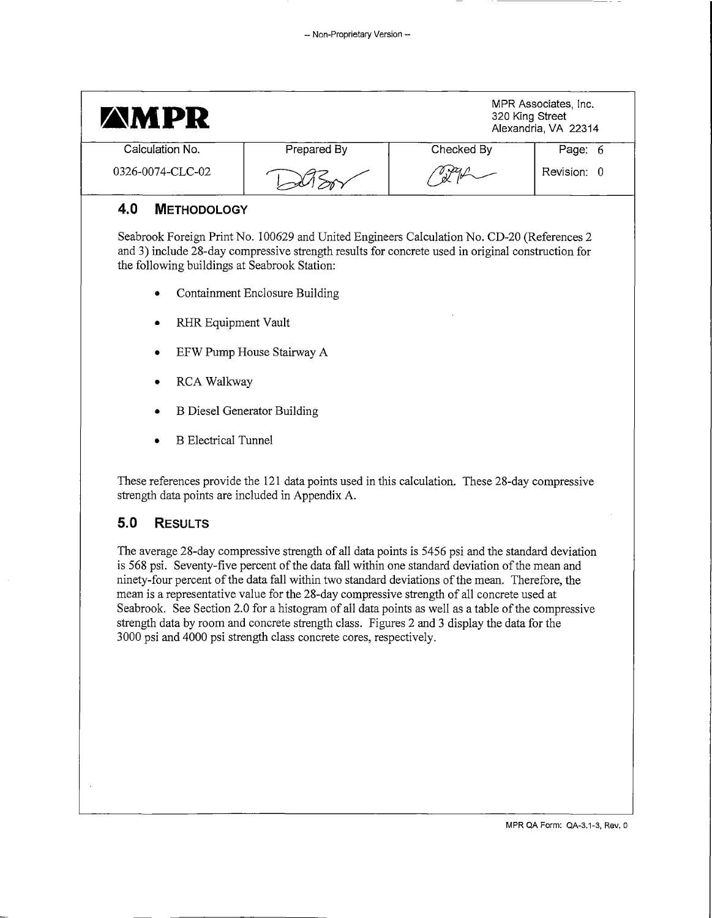## 4.0 Methodology

Seabrook Foreign Print No. 100629 and United Engineers Calculation No. CD-20 (References 2 and 3) include 28-day compressive strength results for concrete used in original construction for the following buildings at Seabrook Station:

- Containment Enclosure Building
- RHR Equipment Vault
- EFW Pump House Stairway A
- RCA Walkway
- B Diesel Generator Building
- B Electrical Tunnel

These references provide the 121 data points used in this calculation. These 28-day compressive strength data points are included in Appendix A.

## 5.0 Results

The average 28-day compressive strength of all data points is 5456 psi and the standard deviation is 568 psi. Seventy-five percent of the data fall within one standard deviation of the mean and ninety-four percent of the data fall within two standard deviations of the mean. Therefore, the mean is a representative value for the 28-day compressive strength of all concrete used at Seabrook. See Section 2.0 for a histogram of all data points as well as a table of the compressive strength data by room and concrete strength class. Figures 2 and 3 display the data for the 3000 psi and 4000 psi strength class concrete cores, respectively.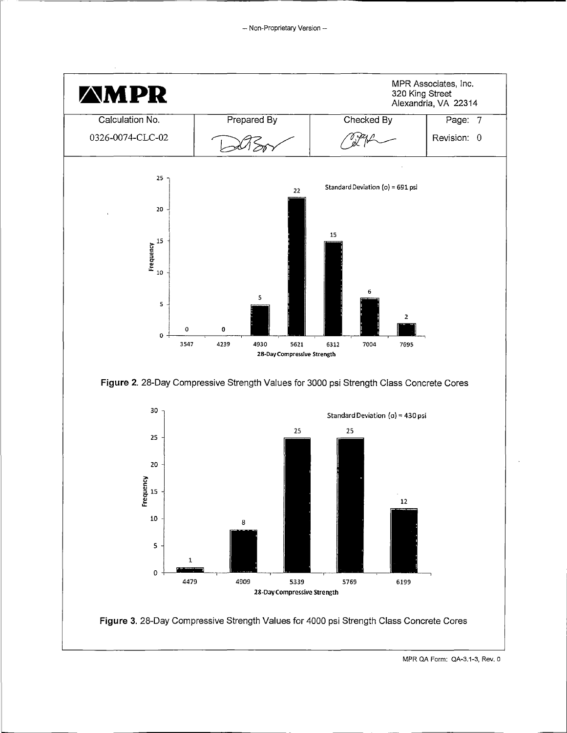| MPR | | | MPR Associates, Inc.<br>320 King Street<br>Alexandria, VA 22314 |
|---|---|---|---|
| Calculation No. | Prepared By | Checked By | Page: 7 |
| 0326-0074-CLC-02 | | | Revision: 0 |

| 28-Day Compressive Strength | Frequency |
|---|---|
| 3547 | 0 |
| 4239 | 0 |
| 4930 | 5 |
| 5621 | 22 |
| 6312 | 15 |
| 7004 | 6 |
| 7695 | 2 |

Standard Deviation (σ) = 691 psi

**Figure 2.** 28-Day Compressive Strength Values for 3000 psi Strength Class Concrete Cores

| 28-Day Compressive Strength | Frequency |
|---|---|
| 4479 | 1 |
| 4909 | 8 |
| 5339 | 25 |
| 5769 | 25 |
| 6199 | 12 |

Standard Deviation (σ) = 430 psi

**Figure 3.** 28-Day Compressive Strength Values for 4000 psi Strength Class Concrete Cores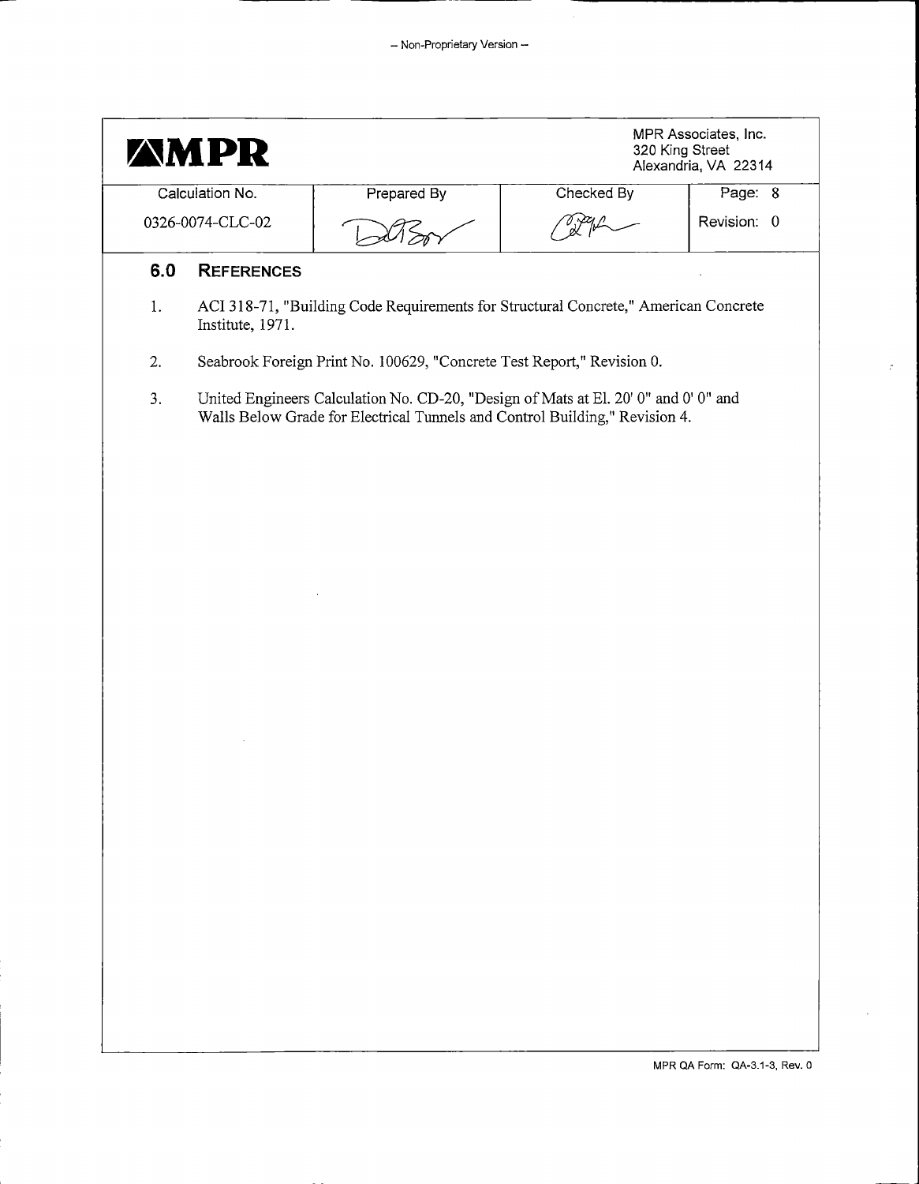## 6.0 REFERENCES

1. ACI 318-71, "Building Code Requirements for Structural Concrete," American Concrete Institute, 1971.

2. Seabrook Foreign Print No. 100629, "Concrete Test Report," Revision 0.

3. United Engineers Calculation No. CD-20, "Design of Mats at El. 20' 0" and 0' 0" and Walls Below Grade for Electrical Tunnels and Control Building," Revision 4.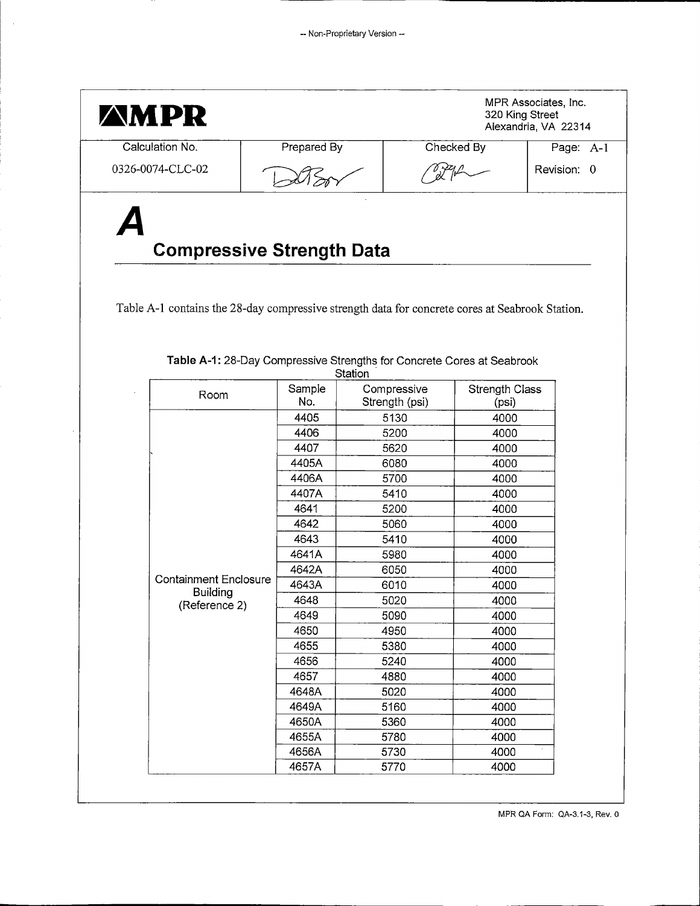-- Non-Proprietary Version --

| MPR | | | MPR Associates, Inc. 320 King Street Alexandria, VA 22314 |
|---|---|---|---|
| Calculation No. | Prepared By | Checked By | Page: A-1 |
| 0326-0074-CLC-02 | | | Revision: 0 |

# A

# Compressive Strength Data

Table A-1 contains the 28-day compressive strength data for concrete cores at Seabrook Station.

**Table A-1:** 28-Day Compressive Strengths for Concrete Cores at Seabrook Station

| Room | Sample No. | Compressive Strength (psi) | Strength Class (psi) |
|---|---|---|---|
| Containment Enclosure Building (Reference 2) | 4405 | 5130 | 4000 |
| | 4406 | 5200 | 4000 |
| | 4407 | 5620 | 4000 |
| | 4405A | 6080 | 4000 |
| | 4406A | 5700 | 4000 |
| | 4407A | 5410 | 4000 |
| | 4641 | 5200 | 4000 |
| | 4642 | 5060 | 4000 |
| | 4643 | 5410 | 4000 |
| | 4641A | 5980 | 4000 |
| | 4642A | 6050 | 4000 |
| | 4643A | 6010 | 4000 |
| | 4648 | 5020 | 4000 |
| | 4649 | 5090 | 4000 |
| | 4650 | 4950 | 4000 |
| | 4655 | 5380 | 4000 |
| | 4656 | 5240 | 4000 |
| | 4657 | 4880 | 4000 |
| | 4648A | 5020 | 4000 |
| | 4649A | 5160 | 4000 |
| | 4650A | 5360 | 4000 |
| | 4655A | 5780 | 4000 |
| | 4656A | 5730 | 4000 |
| | 4657A | 5770 | 4000 |

MPR QA Form: QA-3.1-3, Rev. 0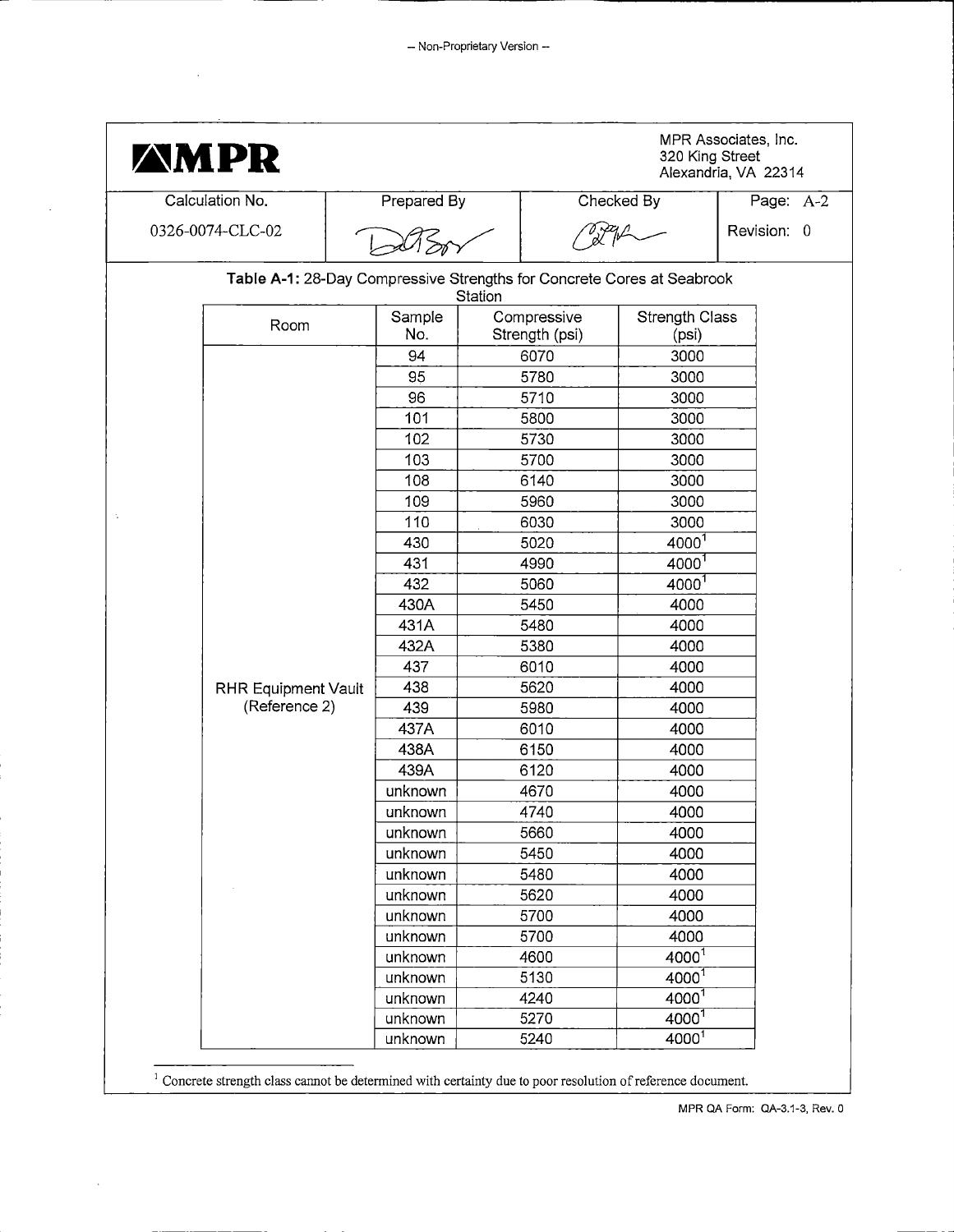– Non-Proprietary Version –

| MPR | | | MPR Associates, Inc. 320 King Street Alexandria, VA 22314 |
|---|---|---|---|
| Calculation No. | Prepared By | Checked By | Page: A-2 |
| 0326-0074-CLC-02 | | | Revision: 0 |

**Table A-1:** 28-Day Compressive Strengths for Concrete Cores at Seabrook Station

| Room | Sample No. | Compressive Strength (psi) | Strength Class (psi) |
|---|---|---|---|
| RHR Equipment Vault (Reference 2) | 94 | 6070 | 3000 |
| | 95 | 5780 | 3000 |
| | 96 | 5710 | 3000 |
| | 101 | 5800 | 3000 |
| | 102 | 5730 | 3000 |
| | 103 | 5700 | 3000 |
| | 108 | 6140 | 3000 |
| | 109 | 5960 | 3000 |
| | 110 | 6030 | 3000 |
| | 430 | 5020 | 4000[1] |
| | 431 | 4990 | 4000[1] |
| | 432 | 5060 | 4000[1] |
| | 430A | 5450 | 4000 |
| | 431A | 5480 | 4000 |
| | 432A | 5380 | 4000 |
| | 437 | 6010 | 4000 |
| | 438 | 5620 | 4000 |
| | 439 | 5980 | 4000 |
| | 437A | 6010 | 4000 |
| | 438A | 6150 | 4000 |
| | 439A | 6120 | 4000 |
| | unknown | 4670 | 4000 |
| | unknown | 4740 | 4000 |
| | unknown | 5660 | 4000 |
| | unknown | 5450 | 4000 |
| | unknown | 5480 | 4000 |
| | unknown | 5620 | 4000 |
| | unknown | 5700 | 4000 |
| | unknown | 5700 | 4000 |
| | unknown | 4600 | 4000[1] |
| | unknown | 5130 | 4000[1] |
| | unknown | 4240 | 4000[1] |
| | unknown | 5270 | 4000[1] |
| | unknown | 5240 | 4000[1] |

[1] Concrete strength class cannot be determined with certainty due to poor resolution of reference document.

MPR QA Form: QA-3.1-3, Rev. 0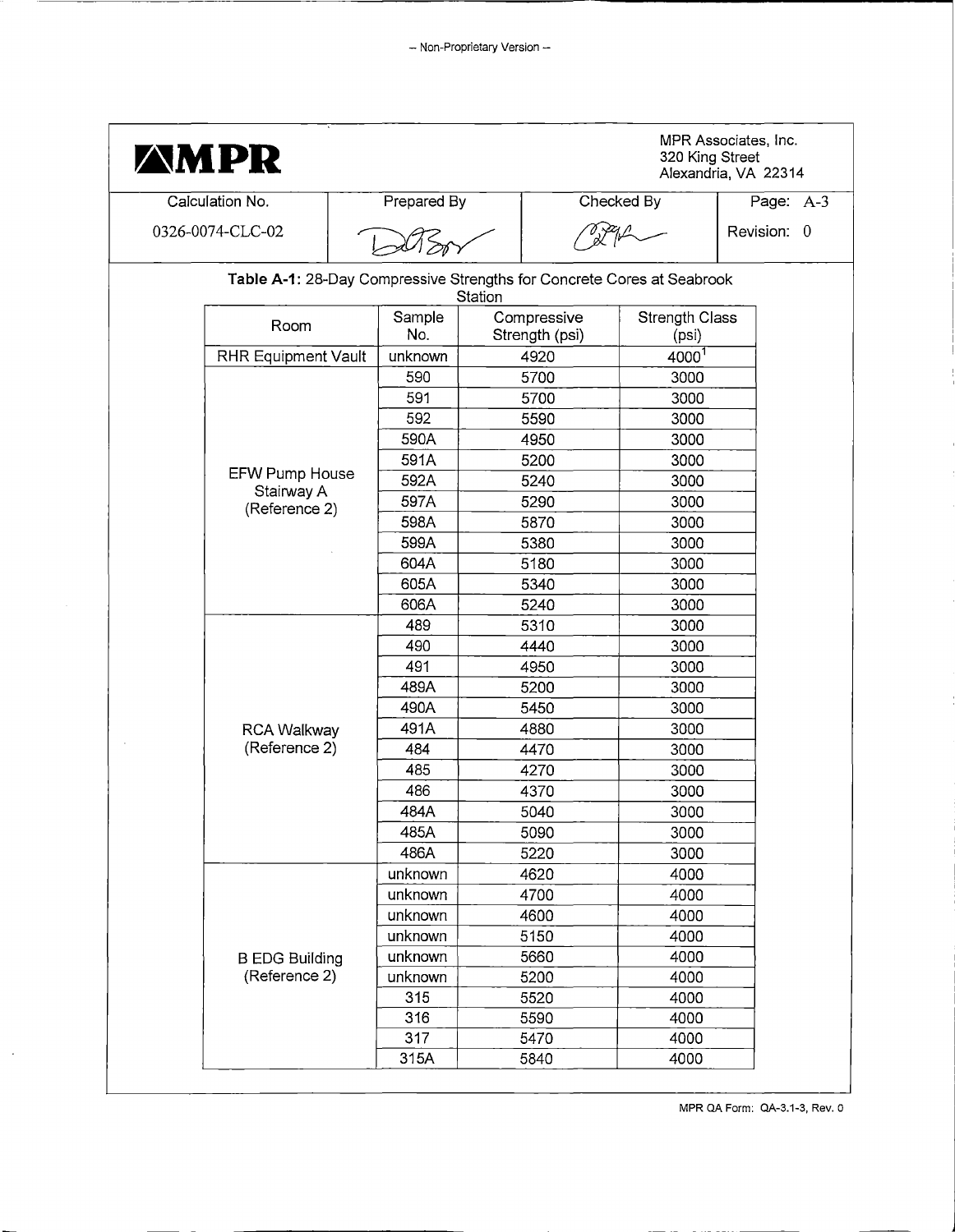– Non-Proprietary Version –

**MPR**

MPR Associates, Inc.
320 King Street
Alexandria, VA 22314

| Calculation No. | Prepared By | Checked By | Page: A-3 |
|---|---|---|---|
| 0326-0074-CLC-02 | | | Revision: 0 |

**Table A-1:** 28-Day Compressive Strengths for Concrete Cores at Seabrook Station

| Room | Sample No. | Compressive Strength (psi) | Strength Class (psi) |
|---|---|---|---|
| RHR Equipment Vault | unknown | 4920 | 4000[1] |
| EFW Pump House Stairway A (Reference 2) | 590 | 5700 | 3000 |
| | 591 | 5700 | 3000 |
| | 592 | 5590 | 3000 |
| | 590A | 4950 | 3000 |
| | 591A | 5200 | 3000 |
| | 592A | 5240 | 3000 |
| | 597A | 5290 | 3000 |
| | 598A | 5870 | 3000 |
| | 599A | 5380 | 3000 |
| | 604A | 5180 | 3000 |
| | 605A | 5340 | 3000 |
| | 606A | 5240 | 3000 |
| RCA Walkway (Reference 2) | 489 | 5310 | 3000 |
| | 490 | 4440 | 3000 |
| | 491 | 4950 | 3000 |
| | 489A | 5200 | 3000 |
| | 490A | 5450 | 3000 |
| | 491A | 4880 | 3000 |
| | 484 | 4470 | 3000 |
| | 485 | 4270 | 3000 |
| | 486 | 4370 | 3000 |
| | 484A | 5040 | 3000 |
| | 485A | 5090 | 3000 |
| | 486A | 5220 | 3000 |
| B EDG Building (Reference 2) | unknown | 4620 | 4000 |
| | unknown | 4700 | 4000 |
| | unknown | 4600 | 4000 |
| | unknown | 5150 | 4000 |
| | unknown | 5660 | 4000 |
| | unknown | 5200 | 4000 |
| | 315 | 5520 | 4000 |
| | 316 | 5590 | 4000 |
| | 317 | 5470 | 4000 |
| | 315A | 5840 | 4000 |

MPR QA Form: QA-3.1-3, Rev. 0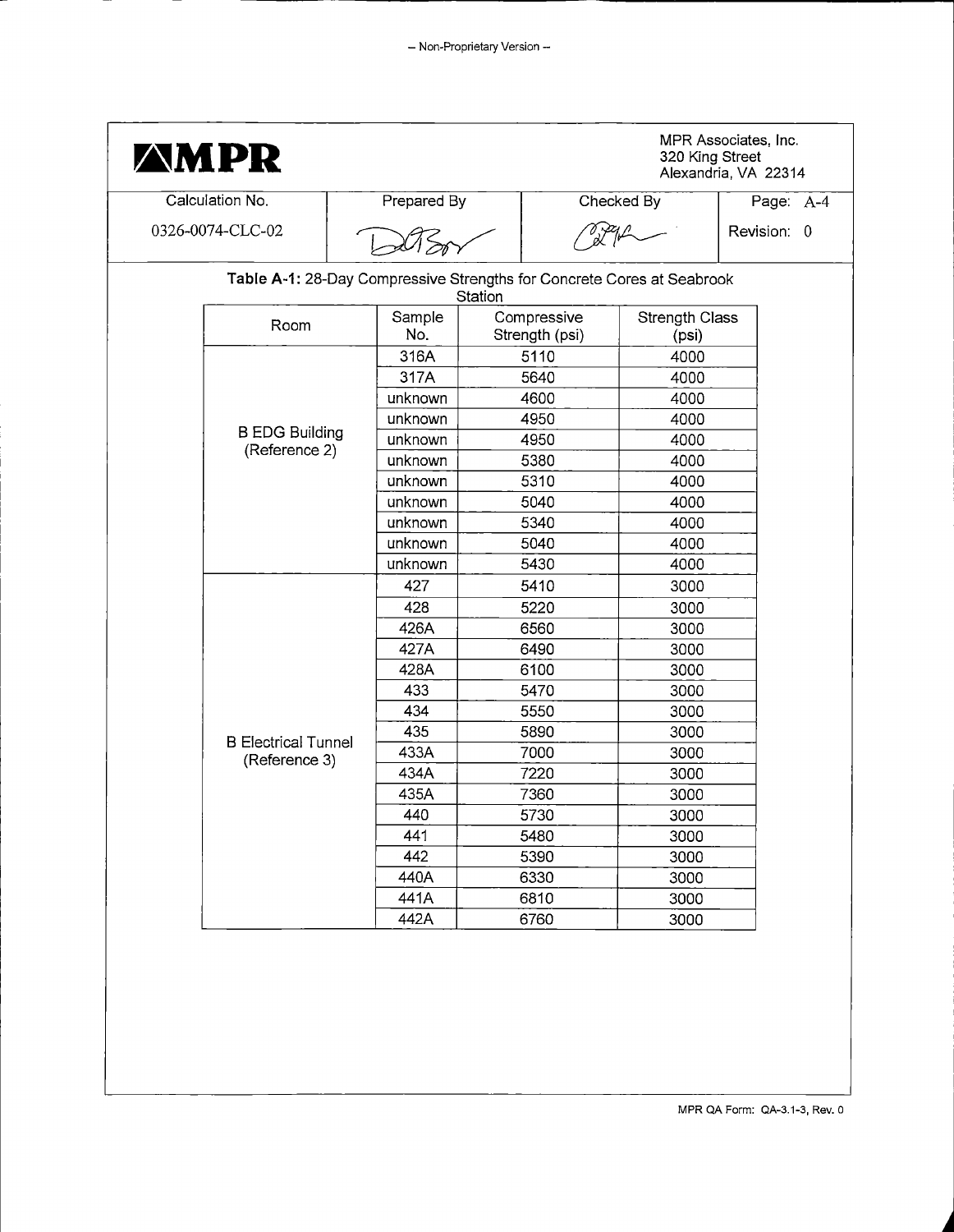- Non-Proprietary Version -

| MPR | | | MPR Associates, Inc. 320 King Street Alexandria, VA 22314 |
|---|---|---|---|
| Calculation No. | Prepared By | Checked By | Page: A-4 |
| 0326-0074-CLC-02 | | | Revision: 0 |

**Table A-1:** 28-Day Compressive Strengths for Concrete Cores at Seabrook Station

| Room | Sample No. | Compressive Strength (psi) | Strength Class (psi) |
|---|---|---|---|
| B EDG Building (Reference 2) | 316A | 5110 | 4000 |
| | 317A | 5640 | 4000 |
| | unknown | 4600 | 4000 |
| | unknown | 4950 | 4000 |
| | unknown | 4950 | 4000 |
| | unknown | 5380 | 4000 |
| | unknown | 5310 | 4000 |
| | unknown | 5040 | 4000 |
| | unknown | 5340 | 4000 |
| | unknown | 5040 | 4000 |
| | unknown | 5430 | 4000 |
| B Electrical Tunnel (Reference 3) | 427 | 5410 | 3000 |
| | 428 | 5220 | 3000 |
| | 426A | 6560 | 3000 |
| | 427A | 6490 | 3000 |
| | 428A | 6100 | 3000 |
| | 433 | 5470 | 3000 |
| | 434 | 5550 | 3000 |
| | 435 | 5890 | 3000 |
| | 433A | 7000 | 3000 |
| | 434A | 7220 | 3000 |
| | 435A | 7360 | 3000 |
| | 440 | 5730 | 3000 |
| | 441 | 5480 | 3000 |
| | 442 | 5390 | 3000 |
| | 440A | 6330 | 3000 |
| | 441A | 6810 | 3000 |
| | 442A | 6760 | 3000 |

MPR QA Form: QA-3.1-3, Rev. 0